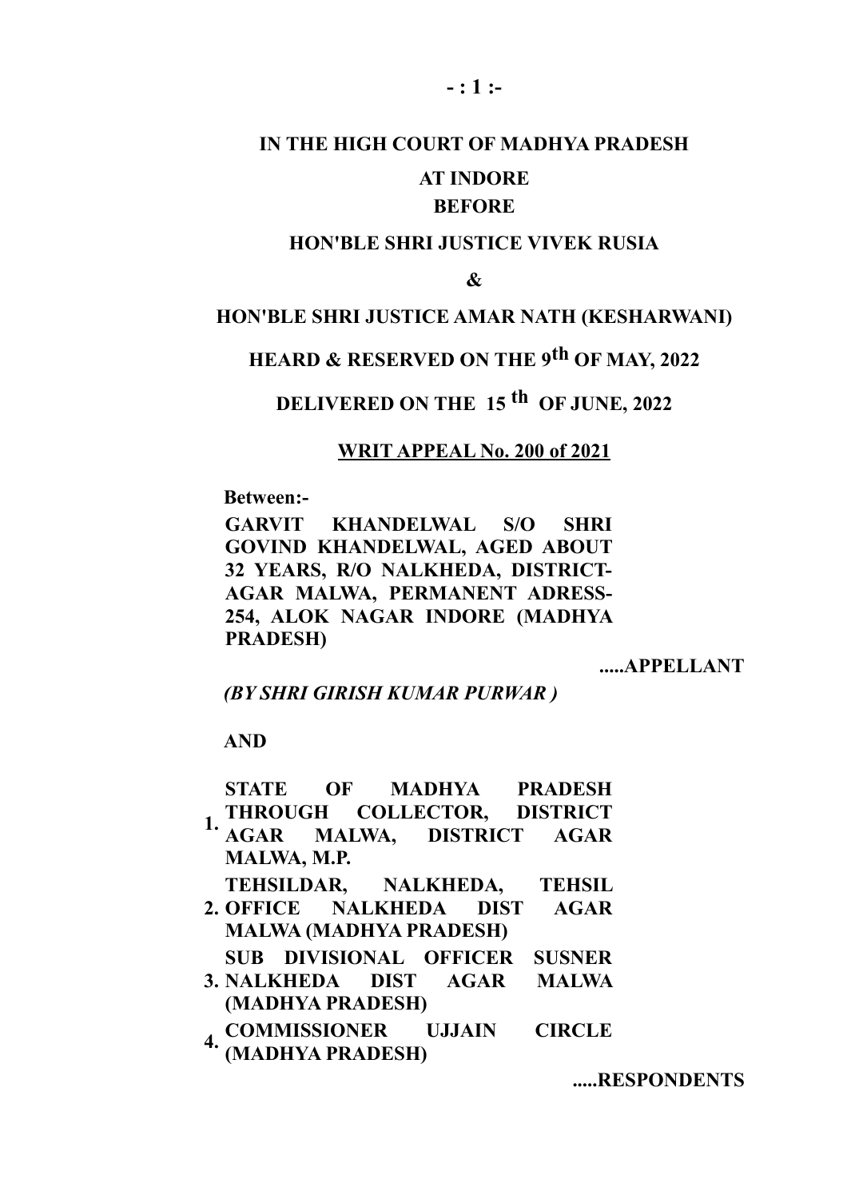**IN THE HIGH COURT OF MADHYA PRADESH**

**AT INDORE**

**BEFORE**

**HON'BLE SHRI JUSTICE VIVEK RUSIA**

**&**

**HON'BLE SHRI JUSTICE AMAR NATH (KESHARWANI)**

**HEARD & RESERVED ON THE 9th OF MAY, 2022**

**DELIVERED ON THE 15 th OF JUNE, 2022**

**WRIT APPEAL No. 200 of 2021**

**Between:-**

**GARVIT KHANDELWAL S/O SHRI GOVIND KHANDELWAL, AGED ABOUT 32 YEARS, R/O NALKHEDA, DISTRICT-AGAR MALWA, PERMANENT ADRESS-254, ALOK NAGAR INDORE (MADHYA PRADESH)**

**.....APPELLANT**

***(BY SHRI GIRISH KUMAR PURWAR )***

**AND**

1. **STATE OF MADHYA PRADESH THROUGH COLLECTOR, DISTRICT AGAR MALWA, DISTRICT AGAR MALWA, M.P.**
2. **TEHSILDAR, NALKHEDA, TEHSIL OFFICE NALKHEDA DIST AGAR MALWA (MADHYA PRADESH)**
3. **SUB DIVISIONAL OFFICER SUSNER NALKHEDA DIST AGAR MALWA (MADHYA PRADESH)**
4. **COMMISSIONER UJJAIN CIRCLE (MADHYA PRADESH)**

**.....RESPONDENTS**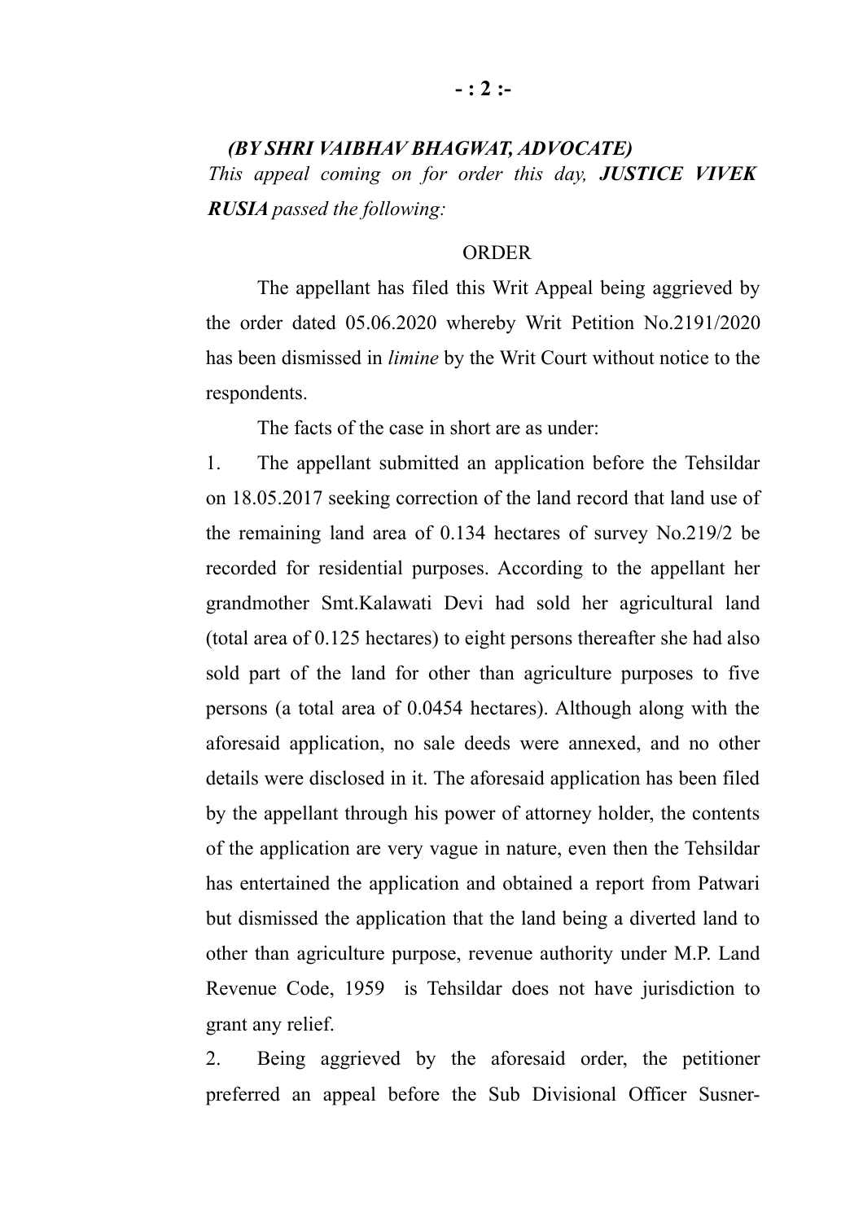***(BY SHRI VAIBHAV BHAGWAT, ADVOCATE)***

*This appeal coming on for order this day, **JUSTICE VIVEK RUSIA** passed the following:*

ORDER

The appellant has filed this Writ Appeal being aggrieved by the order dated 05.06.2020 whereby Writ Petition No.2191/2020 has been dismissed in *limine* by the Writ Court without notice to the respondents.

The facts of the case in short are as under:

1. The appellant submitted an application before the Tehsildar on 18.05.2017 seeking correction of the land record that land use of the remaining land area of 0.134 hectares of survey No.219/2 be recorded for residential purposes. According to the appellant her grandmother Smt.Kalawati Devi had sold her agricultural land (total area of 0.125 hectares) to eight persons thereafter she had also sold part of the land for other than agriculture purposes to five persons (a total area of 0.0454 hectares). Although along with the aforesaid application, no sale deeds were annexed, and no other details were disclosed in it. The aforesaid application has been filed by the appellant through his power of attorney holder, the contents of the application are very vague in nature, even then the Tehsildar has entertained the application and obtained a report from Patwari but dismissed the application that the land being a diverted land to other than agriculture purpose, revenue authority under M.P. Land Revenue Code, 1959 is Tehsildar does not have jurisdiction to grant any relief.

2. Being aggrieved by the aforesaid order, the petitioner preferred an appeal before the Sub Divisional Officer Susner-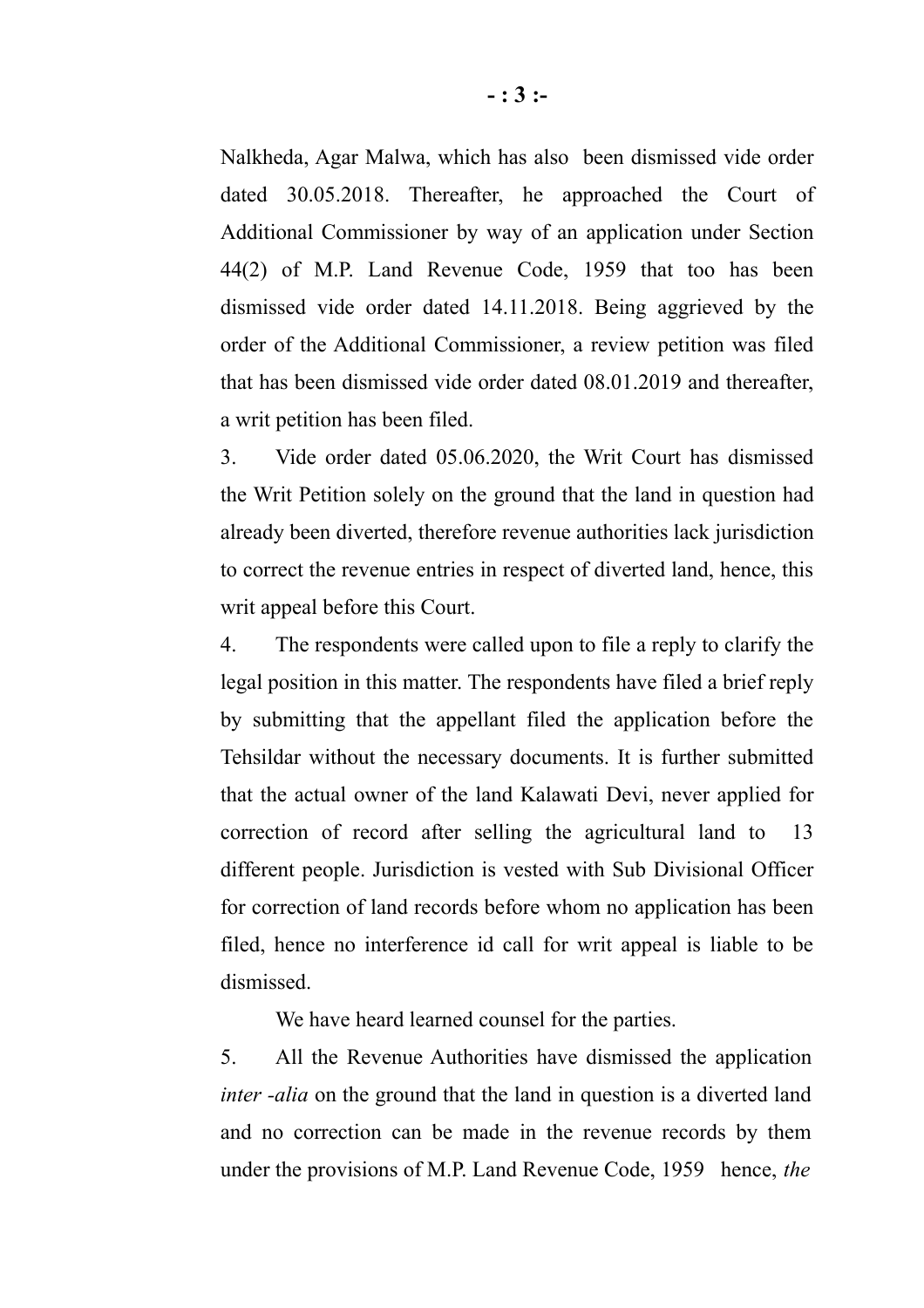Nalkheda, Agar Malwa, which has also been dismissed vide order dated 30.05.2018. Thereafter, he approached the Court of Additional Commissioner by way of an application under Section 44(2) of M.P. Land Revenue Code, 1959 that too has been dismissed vide order dated 14.11.2018. Being aggrieved by the order of the Additional Commissioner, a review petition was filed that has been dismissed vide order dated 08.01.2019 and thereafter, a writ petition has been filed.

3. Vide order dated 05.06.2020, the Writ Court has dismissed the Writ Petition solely on the ground that the land in question had already been diverted, therefore revenue authorities lack jurisdiction to correct the revenue entries in respect of diverted land, hence, this writ appeal before this Court.

4. The respondents were called upon to file a reply to clarify the legal position in this matter. The respondents have filed a brief reply by submitting that the appellant filed the application before the Tehsildar without the necessary documents. It is further submitted that the actual owner of the land Kalawati Devi, never applied for correction of record after selling the agricultural land to 13 different people. Jurisdiction is vested with Sub Divisional Officer for correction of land records before whom no application has been filed, hence no interference id call for writ appeal is liable to be dismissed.

We have heard learned counsel for the parties.

5. All the Revenue Authorities have dismissed the application *inter -alia* on the ground that the land in question is a diverted land and no correction can be made in the revenue records by them under the provisions of M.P. Land Revenue Code, 1959 hence, *the*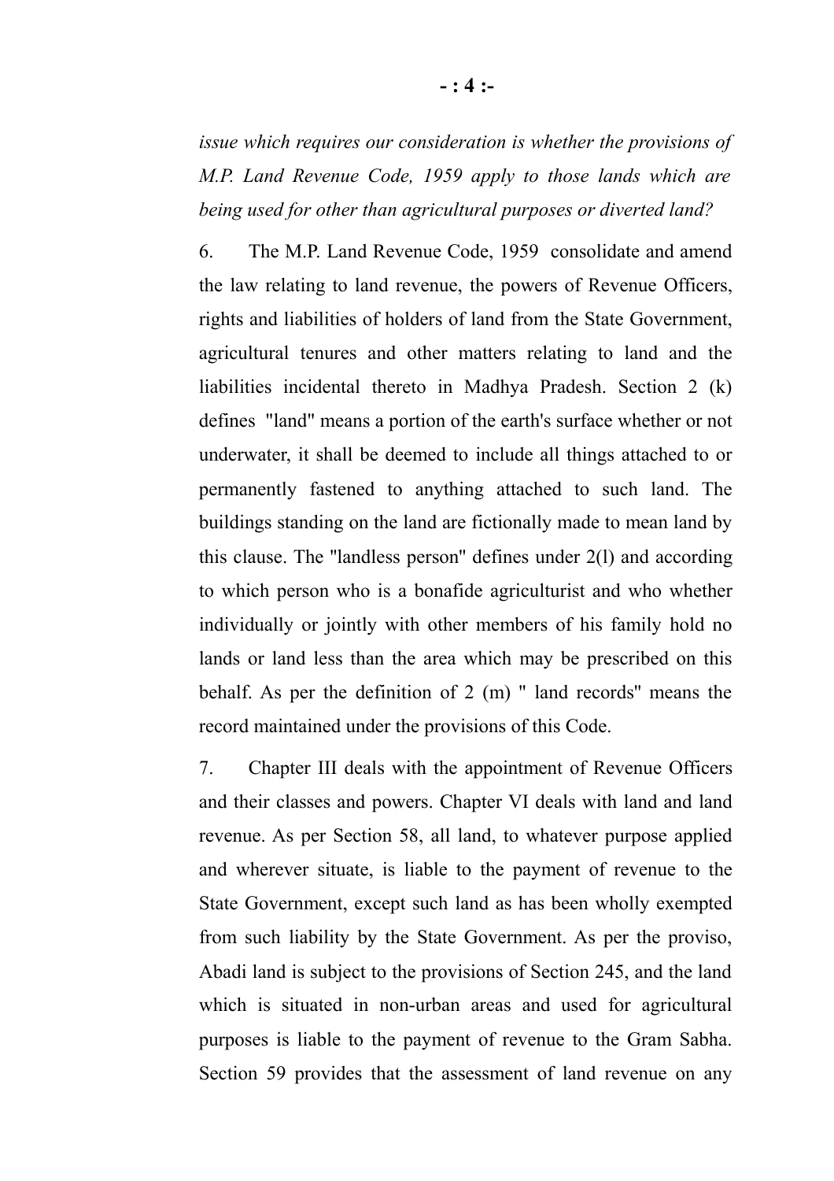*issue which requires our consideration is whether the provisions of M.P. Land Revenue Code, 1959 apply to those lands which are being used for other than agricultural purposes or diverted land?*

6. The M.P. Land Revenue Code, 1959 consolidate and amend the law relating to land revenue, the powers of Revenue Officers, rights and liabilities of holders of land from the State Government, agricultural tenures and other matters relating to land and the liabilities incidental thereto in Madhya Pradesh. Section 2 (k) defines "land" means a portion of the earth's surface whether or not underwater, it shall be deemed to include all things attached to or permanently fastened to anything attached to such land. The buildings standing on the land are fictionally made to mean land by this clause. The "landless person" defines under 2(l) and according to which person who is a bonafide agriculturist and who whether individually or jointly with other members of his family hold no lands or land less than the area which may be prescribed on this behalf. As per the definition of 2 (m) " land records" means the record maintained under the provisions of this Code.

7. Chapter III deals with the appointment of Revenue Officers and their classes and powers. Chapter VI deals with land and land revenue. As per Section 58, all land, to whatever purpose applied and wherever situate, is liable to the payment of revenue to the State Government, except such land as has been wholly exempted from such liability by the State Government. As per the proviso, Abadi land is subject to the provisions of Section 245, and the land which is situated in non-urban areas and used for agricultural purposes is liable to the payment of revenue to the Gram Sabha. Section 59 provides that the assessment of land revenue on any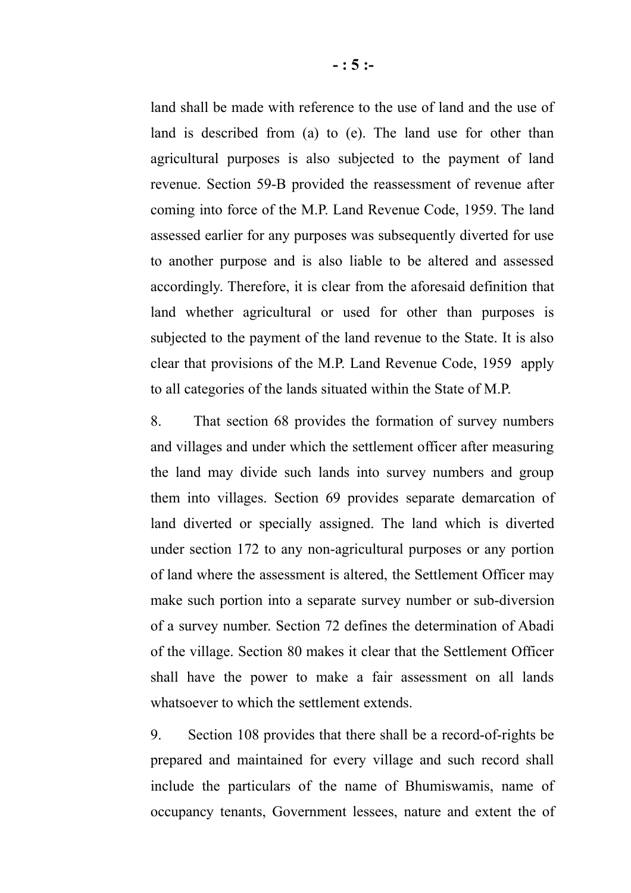land shall be made with reference to the use of land and the use of land is described from (a) to (e). The land use for other than agricultural purposes is also subjected to the payment of land revenue. Section 59-B provided the reassessment of revenue after coming into force of the M.P. Land Revenue Code, 1959. The land assessed earlier for any purposes was subsequently diverted for use to another purpose and is also liable to be altered and assessed accordingly. Therefore, it is clear from the aforesaid definition that land whether agricultural or used for other than purposes is subjected to the payment of the land revenue to the State. It is also clear that provisions of the M.P. Land Revenue Code, 1959 apply to all categories of the lands situated within the State of M.P.

8. That section 68 provides the formation of survey numbers and villages and under which the settlement officer after measuring the land may divide such lands into survey numbers and group them into villages. Section 69 provides separate demarcation of land diverted or specially assigned. The land which is diverted under section 172 to any non-agricultural purposes or any portion of land where the assessment is altered, the Settlement Officer may make such portion into a separate survey number or sub-diversion of a survey number. Section 72 defines the determination of Abadi of the village. Section 80 makes it clear that the Settlement Officer shall have the power to make a fair assessment on all lands whatsoever to which the settlement extends.

9. Section 108 provides that there shall be a record-of-rights be prepared and maintained for every village and such record shall include the particulars of the name of Bhumiswamis, name of occupancy tenants, Government lessees, nature and extent the of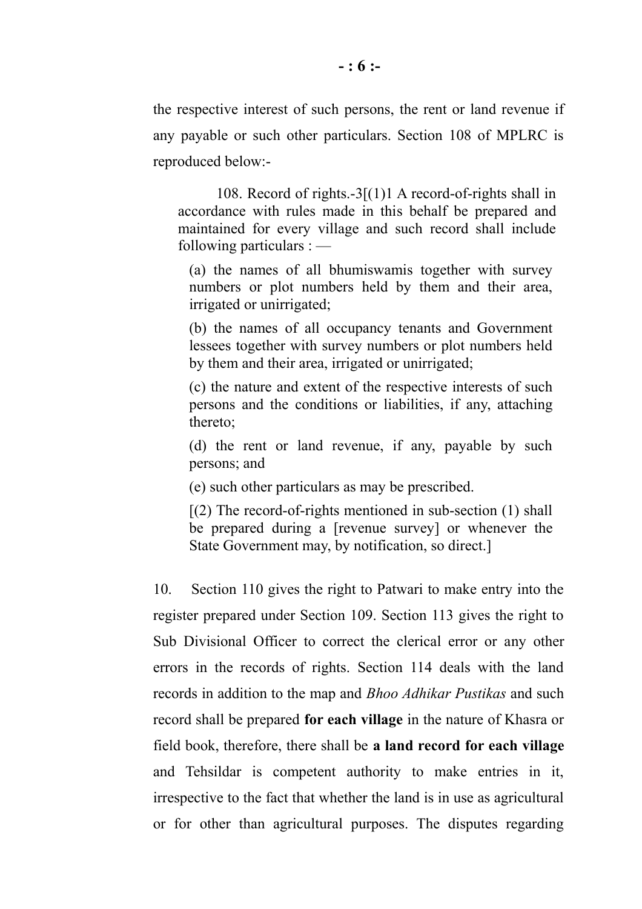the respective interest of such persons, the rent or land revenue if any payable or such other particulars. Section 108 of MPLRC is reproduced below:-

> 108. Record of rights.-3[(1)1 A record-of-rights shall in accordance with rules made in this behalf be prepared and maintained for every village and such record shall include following particulars : —
>
> (a) the names of all bhumiswamis together with survey numbers or plot numbers held by them and their area, irrigated or unirrigated;
>
> (b) the names of all occupancy tenants and Government lessees together with survey numbers or plot numbers held by them and their area, irrigated or unirrigated;
>
> (c) the nature and extent of the respective interests of such persons and the conditions or liabilities, if any, attaching thereto;
>
> (d) the rent or land revenue, if any, payable by such persons; and
>
> (e) such other particulars as may be prescribed.
>
> [(2) The record-of-rights mentioned in sub-section (1) shall be prepared during a [revenue survey] or whenever the State Government may, by notification, so direct.]

10. Section 110 gives the right to Patwari to make entry into the register prepared under Section 109. Section 113 gives the right to Sub Divisional Officer to correct the clerical error or any other errors in the records of rights. Section 114 deals with the land records in addition to the map and *Bhoo Adhikar Pustikas* and such record shall be prepared **for each village** in the nature of Khasra or field book, therefore, there shall be **a land record for each village** and Tehsildar is competent authority to make entries in it, irrespective to the fact that whether the land is in use as agricultural or for other than agricultural purposes. The disputes regarding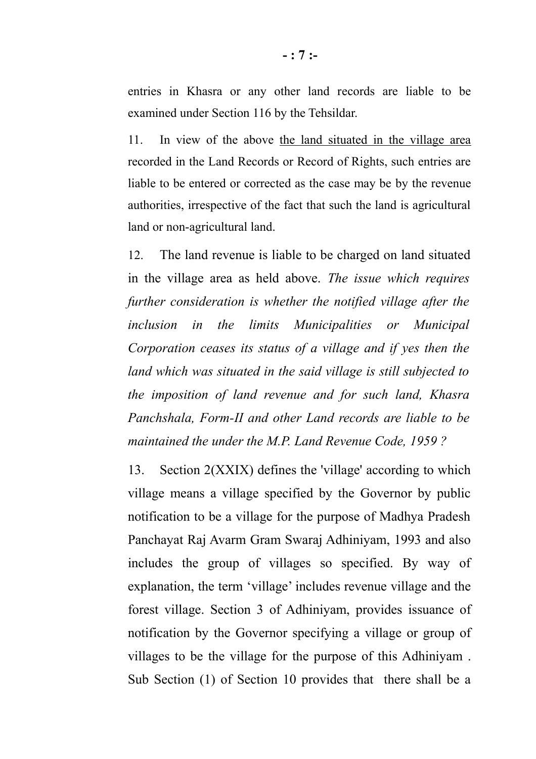entries in Khasra or any other land records are liable to be examined under Section 116 by the Tehsildar.

11. In view of the above <u>the land situated in the village area</u> recorded in the Land Records or Record of Rights, such entries are liable to be entered or corrected as the case may be by the revenue authorities, irrespective of the fact that such the land is agricultural land or non-agricultural land.

12. The land revenue is liable to be charged on land situated in the village area as held above. *The issue which requires further consideration is whether the notified village after the inclusion in the limits Municipalities or Municipal Corporation ceases its status of a village and if yes then the land which was situated in the said village is still subjected to the imposition of land revenue and for such land, Khasra Panchshala, Form-II and other Land records are liable to be maintained the under the M.P. Land Revenue Code, 1959 ?*

13. Section 2(XXIX) defines the 'village' according to which village means a village specified by the Governor by public notification to be a village for the purpose of Madhya Pradesh Panchayat Raj Avarm Gram Swaraj Adhiniyam, 1993 and also includes the group of villages so specified. By way of explanation, the term 'village' includes revenue village and the forest village. Section 3 of Adhiniyam, provides issuance of notification by the Governor specifying a village or group of villages to be the village for the purpose of this Adhiniyam . Sub Section (1) of Section 10 provides that there shall be a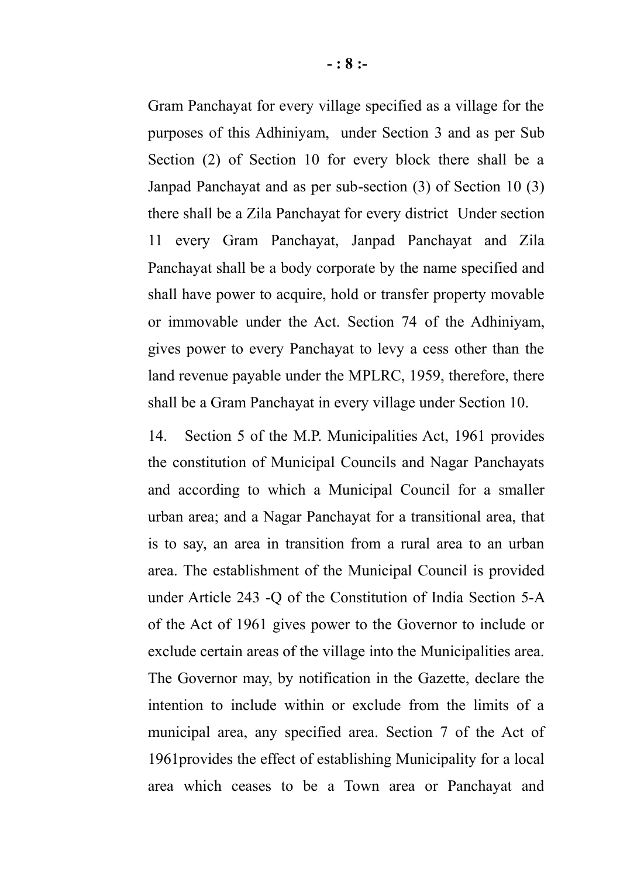Gram Panchayat for every village specified as a village for the purposes of this Adhiniyam,  under Section 3 and as per Sub Section (2) of Section 10 for every block there shall be a Janpad Panchayat and as per sub-section (3) of Section 10 (3) there shall be a Zila Panchayat for every district  Under section 11 every Gram Panchayat, Janpad Panchayat and Zila Panchayat shall be a body corporate by the name specified and shall have power to acquire, hold or transfer property movable or immovable under the Act. Section 74 of the Adhiniyam, gives power to every Panchayat to levy a cess other than the land revenue payable under the MPLRC, 1959, therefore, there shall be a Gram Panchayat in every village under Section 10.

14. Section 5 of the M.P. Municipalities Act, 1961 provides the constitution of Municipal Councils and Nagar Panchayats and according to which a Municipal Council for a smaller urban area; and a Nagar Panchayat for a transitional area, that is to say, an area in transition from a rural area to an urban area. The establishment of the Municipal Council is provided under Article 243 -Q of the Constitution of India Section 5-A of the Act of 1961 gives power to the Governor to include or exclude certain areas of the village into the Municipalities area. The Governor may, by notification in the Gazette, declare the intention to include within or exclude from the limits of a municipal area, any specified area. Section 7 of the Act of 1961provides the effect of establishing Municipality for a local area which ceases to be a Town area or Panchayat and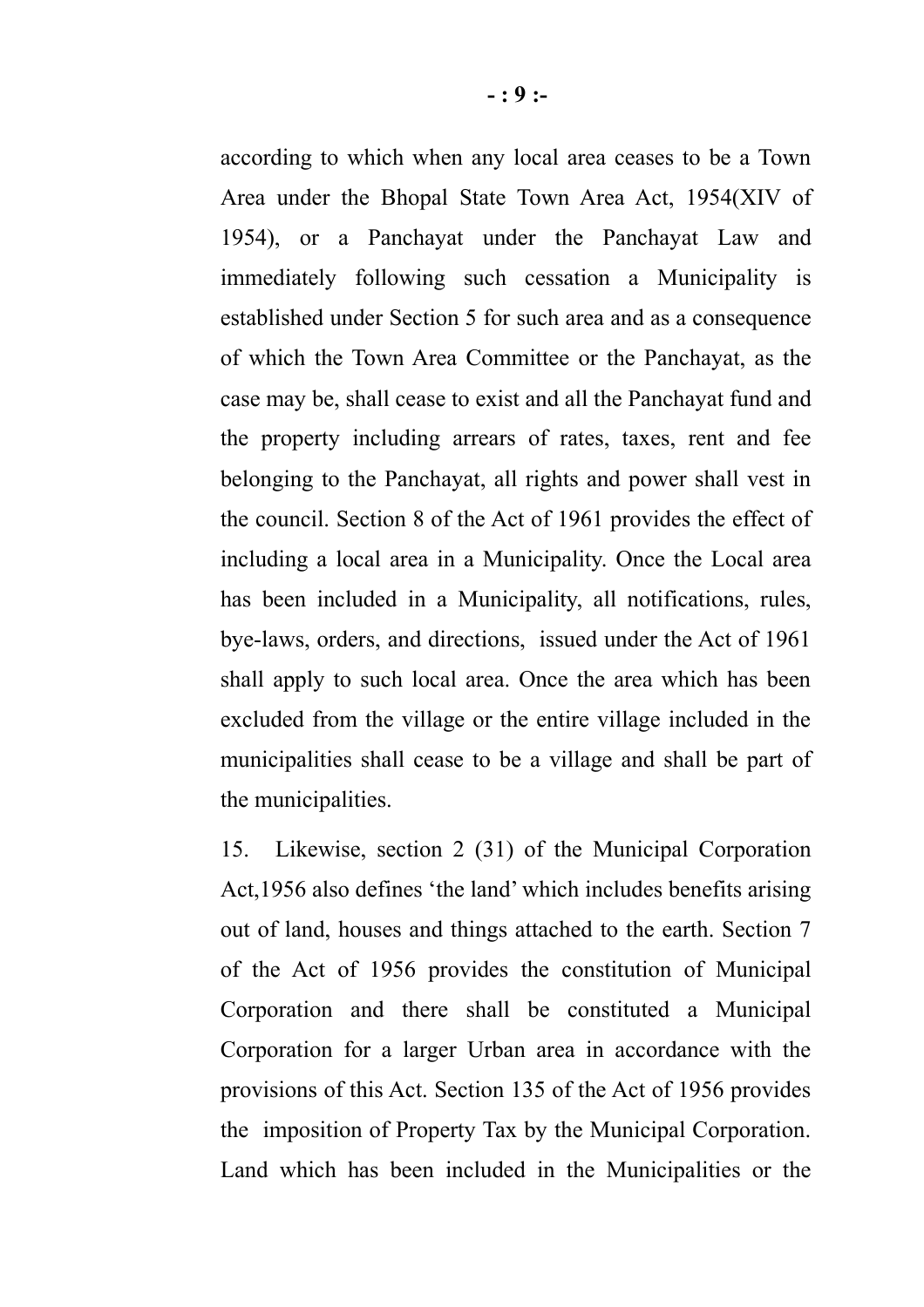according to which when any local area ceases to be a Town Area under the Bhopal State Town Area Act, 1954(XIV of 1954), or a Panchayat under the Panchayat Law and immediately following such cessation a Municipality is established under Section 5 for such area and as a consequence of which the Town Area Committee or the Panchayat, as the case may be, shall cease to exist and all the Panchayat fund and the property including arrears of rates, taxes, rent and fee belonging to the Panchayat, all rights and power shall vest in the council. Section 8 of the Act of 1961 provides the effect of including a local area in a Municipality. Once the Local area has been included in a Municipality, all notifications, rules, bye-laws, orders, and directions, issued under the Act of 1961 shall apply to such local area. Once the area which has been excluded from the village or the entire village included in the municipalities shall cease to be a village and shall be part of the municipalities.

15. Likewise, section 2 (31) of the Municipal Corporation Act,1956 also defines 'the land' which includes benefits arising out of land, houses and things attached to the earth. Section 7 of the Act of 1956 provides the constitution of Municipal Corporation and there shall be constituted a Municipal Corporation for a larger Urban area in accordance with the provisions of this Act. Section 135 of the Act of 1956 provides the imposition of Property Tax by the Municipal Corporation. Land which has been included in the Municipalities or the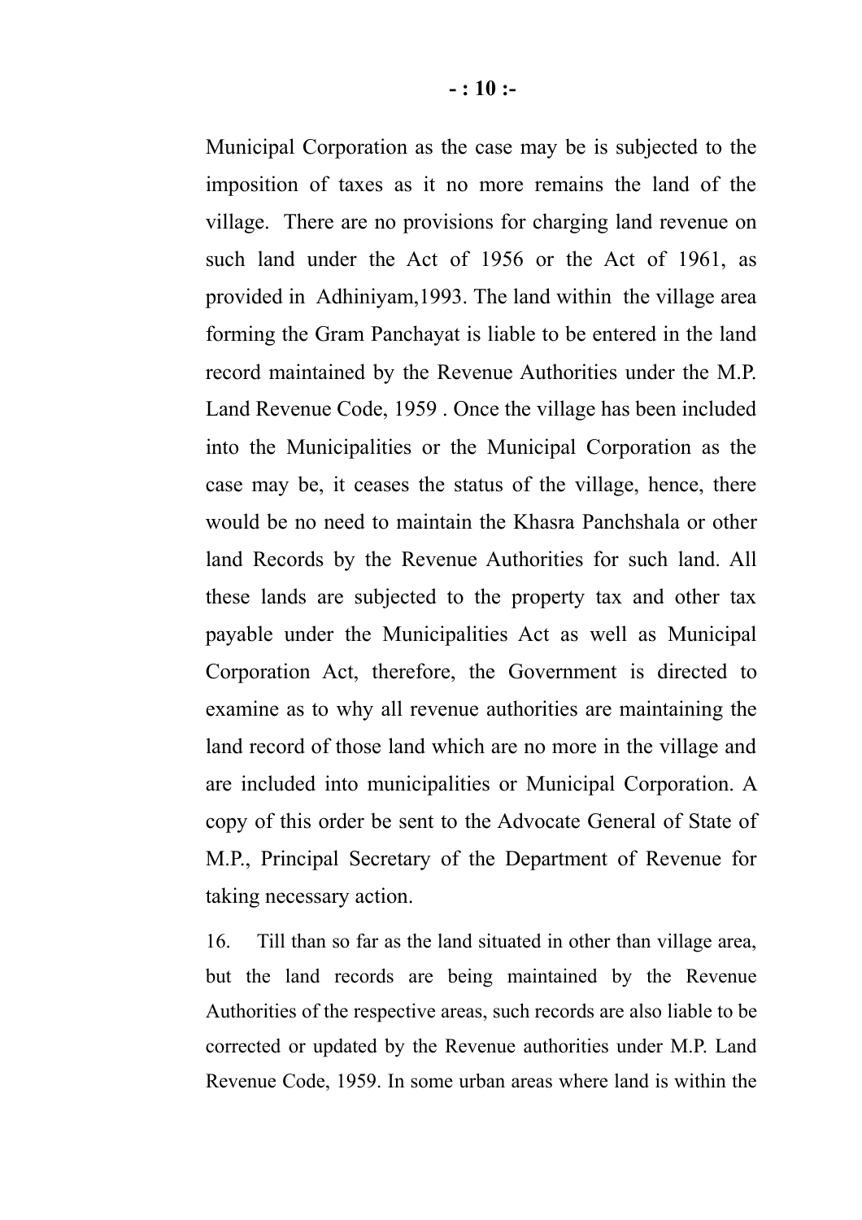Municipal Corporation as the case may be is subjected to the imposition of taxes as it no more remains the land of the village. There are no provisions for charging land revenue on such land under the Act of 1956 or the Act of 1961, as provided in Adhiniyam,1993. The land within the village area forming the Gram Panchayat is liable to be entered in the land record maintained by the Revenue Authorities under the M.P. Land Revenue Code, 1959 . Once the village has been included into the Municipalities or the Municipal Corporation as the case may be, it ceases the status of the village, hence, there would be no need to maintain the Khasra Panchshala or other land Records by the Revenue Authorities for such land. All these lands are subjected to the property tax and other tax payable under the Municipalities Act as well as Municipal Corporation Act, therefore, the Government is directed to examine as to why all revenue authorities are maintaining the land record of those land which are no more in the village and are included into municipalities or Municipal Corporation. A copy of this order be sent to the Advocate General of State of M.P., Principal Secretary of the Department of Revenue for taking necessary action.

16. Till than so far as the land situated in other than village area, but the land records are being maintained by the Revenue Authorities of the respective areas, such records are also liable to be corrected or updated by the Revenue authorities under M.P. Land Revenue Code, 1959. In some urban areas where land is within the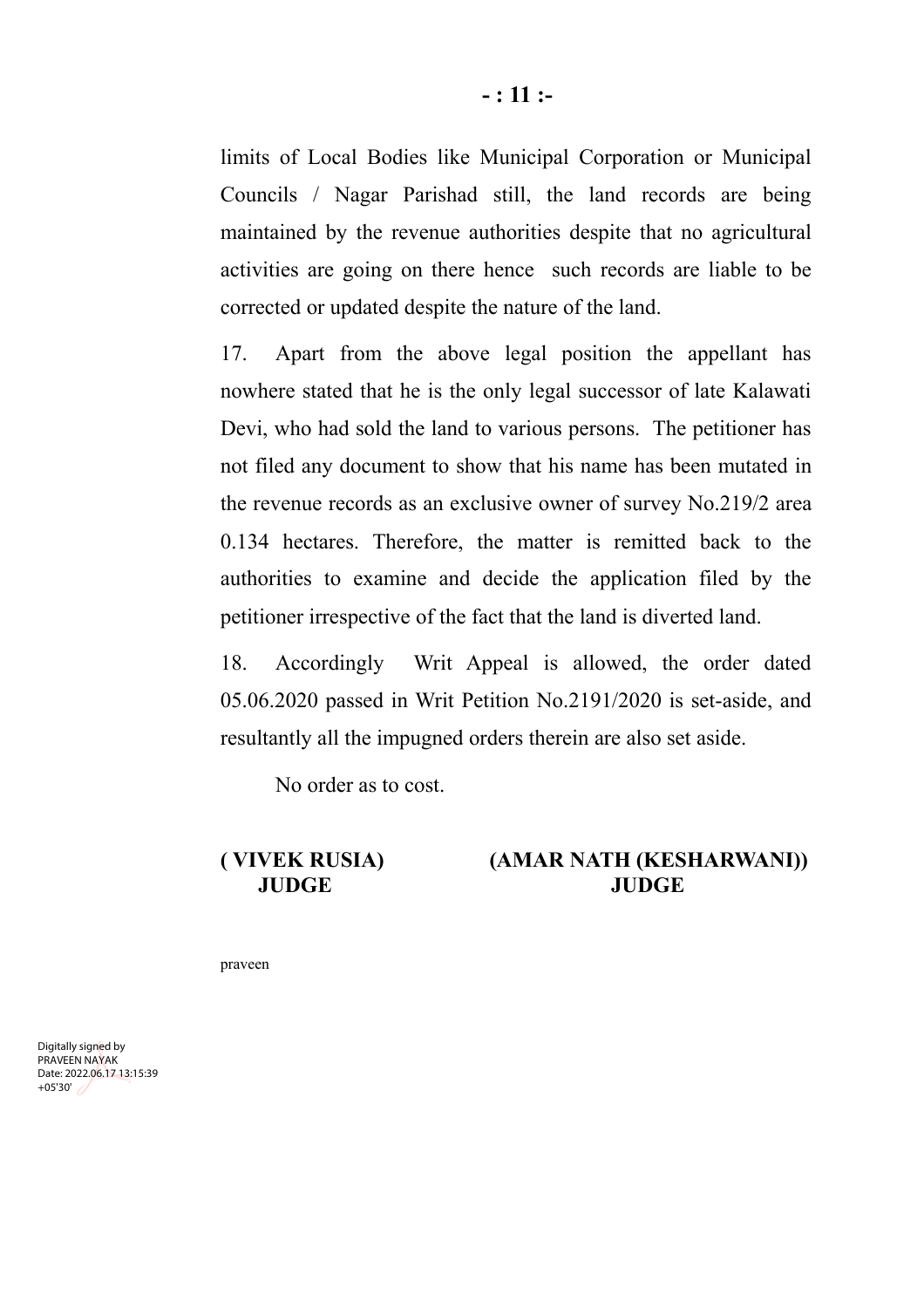limits of Local Bodies like Municipal Corporation or Municipal Councils / Nagar Parishad still, the land records are being maintained by the revenue authorities despite that no agricultural activities are going on there hence such records are liable to be corrected or updated despite the nature of the land.

17. Apart from the above legal position the appellant has nowhere stated that he is the only legal successor of late Kalawati Devi, who had sold the land to various persons. The petitioner has not filed any document to show that his name has been mutated in the revenue records as an exclusive owner of survey No.219/2 area 0.134 hectares. Therefore, the matter is remitted back to the authorities to examine and decide the application filed by the petitioner irrespective of the fact that the land is diverted land.

18. Accordingly Writ Appeal is allowed, the order dated 05.06.2020 passed in Writ Petition No.2191/2020 is set-aside, and resultantly all the impugned orders therein are also set aside.

No order as to cost.

**( VIVEK RUSIA)**
**JUDGE**

**(AMAR NATH (KESHARWANI))**
**JUDGE**

praveen

Digitally signed by PRAVEEN NAYAK
Date: 2022.06.17 13:15:39 +05'30'